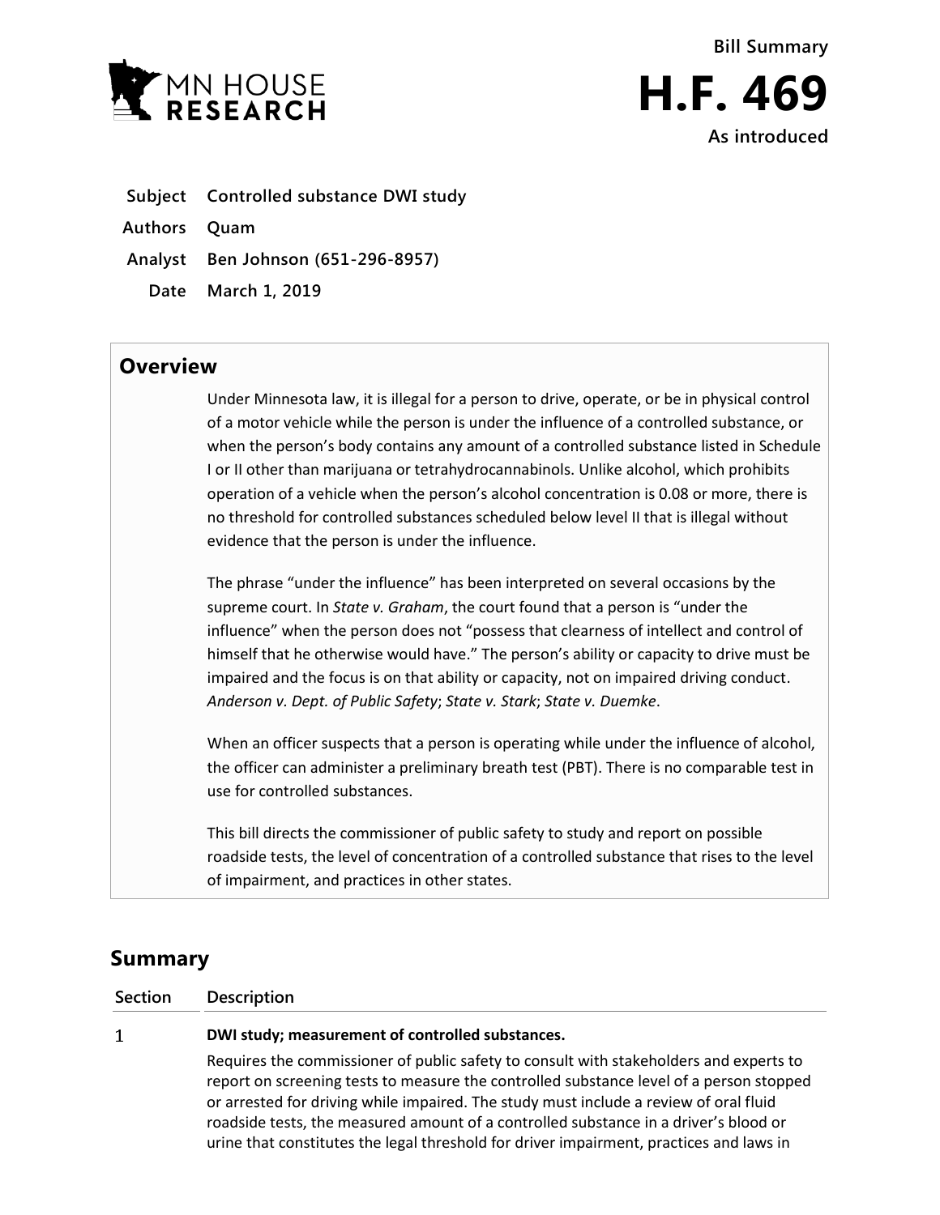Bill Summary

# H.F. 469

As introduced

**Subject** Controlled substance DWI study

**Authors** Quam

**Analyst** Ben Johnson (651-296-8957)

**Date** March 1, 2019

## Overview

Under Minnesota law, it is illegal for a person to drive, operate, or be in physical control of a motor vehicle while the person is under the influence of a controlled substance, or when the person's body contains any amount of a controlled substance listed in Schedule I or II other than marijuana or tetrahydrocannabinols. Unlike alcohol, which prohibits operation of a vehicle when the person's alcohol concentration is 0.08 or more, there is no threshold for controlled substances scheduled below level II that is illegal without evidence that the person is under the influence.

The phrase "under the influence" has been interpreted on several occasions by the supreme court. In *State v. Graham*, the court found that a person is "under the influence" when the person does not "possess that clearness of intellect and control of himself that he otherwise would have." The person's ability or capacity to drive must be impaired and the focus is on that ability or capacity, not on impaired driving conduct. *Anderson v. Dept. of Public Safety*; *State v. Stark*; *State v. Duemke*.

When an officer suspects that a person is operating while under the influence of alcohol, the officer can administer a preliminary breath test (PBT). There is no comparable test in use for controlled substances.

This bill directs the commissioner of public safety to study and report on possible roadside tests, the level of concentration of a controlled substance that rises to the level of impairment, and practices in other states.

## Summary

| Section | Description |
|---|---|
| 1 | **DWI study; measurement of controlled substances.** Requires the commissioner of public safety to consult with stakeholders and experts to report on screening tests to measure the controlled substance level of a person stopped or arrested for driving while impaired. The study must include a review of oral fluid roadside tests, the measured amount of a controlled substance in a driver's blood or urine that constitutes the legal threshold for driver impairment, practices and laws in |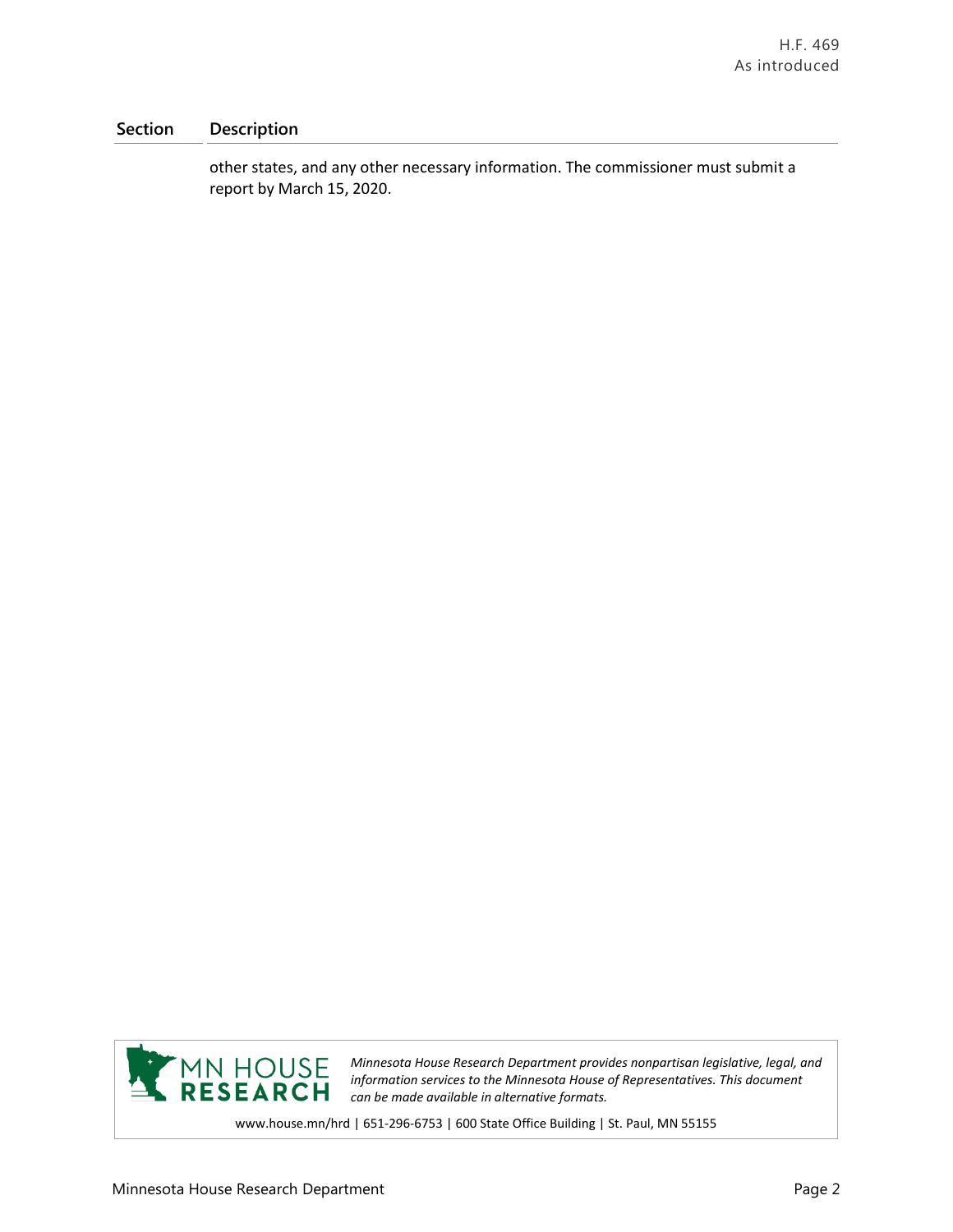| Section | Description |
|---|---|
| | other states, and any other necessary information. The commissioner must submit a report by March 15, 2020. |

MN HOUSE RESEARCH

*Minnesota House Research Department provides nonpartisan legislative, legal, and information services to the Minnesota House of Representatives. This document can be made available in alternative formats.*

www.house.mn/hrd | 651-296-6753 | 600 State Office Building | St. Paul, MN 55155